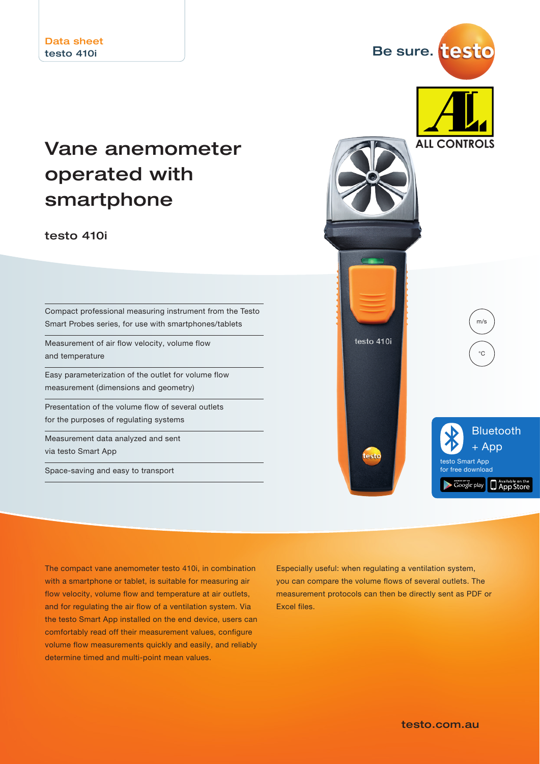Data sheet
testo 410i

Be sure. testo

ALL CONTROLS

# Vane anemometer operated with smartphone

## testo 410i

- Compact professional measuring instrument from the Testo Smart Probes series, for use with smartphones/tablets
- Measurement of air flow velocity, volume flow and temperature
- Easy parameterization of the outlet for volume flow measurement (dimensions and geometry)
- Presentation of the volume flow of several outlets for the purposes of regulating systems
- Measurement data analyzed and sent via testo Smart App
- Space-saving and easy to transport

m/s

°C

Bluetooth + App

testo Smart App for free download

The compact vane anemometer testo 410i, in combination with a smartphone or tablet, is suitable for measuring air flow velocity, volume flow and temperature at air outlets, and for regulating the air flow of a ventilation system. Via the testo Smart App installed on the end device, users can comfortably read off their measurement values, configure volume flow measurements quickly and easily, and reliably determine timed and multi-point mean values.

Especially useful: when regulating a ventilation system, you can compare the volume flows of several outlets. The measurement protocols can then be directly sent as PDF or Excel files.

testo.com.au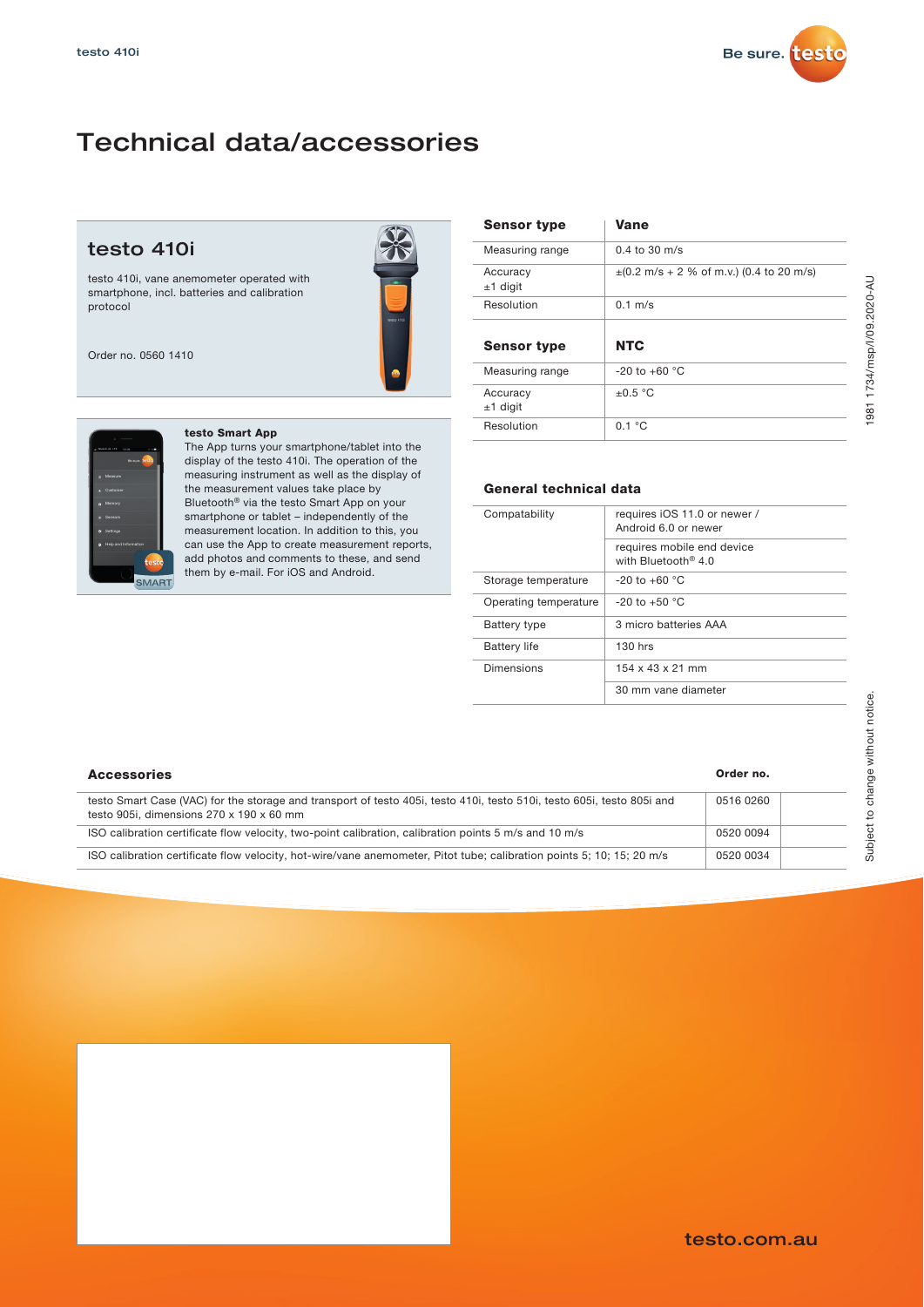# Technical data/accessories

## testo 410i

testo 410i, vane anemometer operated with smartphone, incl. batteries and calibration protocol

Order no. 0560 1410

**testo Smart App**

The App turns your smartphone/tablet into the display of the testo 410i. The operation of the measuring instrument as well as the display of the measurement values take place by Bluetooth® via the testo Smart App on your smartphone or tablet – independently of the measurement location. In addition to this, you can use the App to create measurement reports, add photos and comments to these, and send them by e-mail. For iOS and Android.

| Sensor type | Vane |
|---|---|
| Measuring range | 0.4 to 30 m/s |
| Accuracy ±1 digit | ±(0.2 m/s + 2 % of m.v.) (0.4 to 20 m/s) |
| Resolution | 0.1 m/s |

| Sensor type | NTC |
|---|---|
| Measuring range | -20 to +60 °C |
| Accuracy ±1 digit | ±0.5 °C |
| Resolution | 0.1 °C |

### General technical data

| | |
|---|---|
| Compatability | requires iOS 11.0 or newer / Android 6.0 or newer |
| | requires mobile end device with Bluetooth® 4.0 |
| Storage temperature | -20 to +60 °C |
| Operating temperature | -20 to +50 °C |
| Battery type | 3 micro batteries AAA |
| Battery life | 130 hrs |
| Dimensions | 154 x 43 x 21 mm |
| | 30 mm vane diameter |

| Accessories | Order no. |
|---|---|
| testo Smart Case (VAC) for the storage and transport of testo 405i, testo 410i, testo 510i, testo 605i, testo 805i and testo 905i, dimensions 270 x 190 x 60 mm | 0516 0260 |
| ISO calibration certificate flow velocity, two-point calibration, calibration points 5 m/s and 10 m/s | 0520 0094 |
| ISO calibration certificate flow velocity, hot-wire/vane anemometer, Pitot tube; calibration points 5; 10; 15; 20 m/s | 0520 0034 |

1981 1734/msp/I/09.2020-AU

Subject to change without notice.

testo.com.au